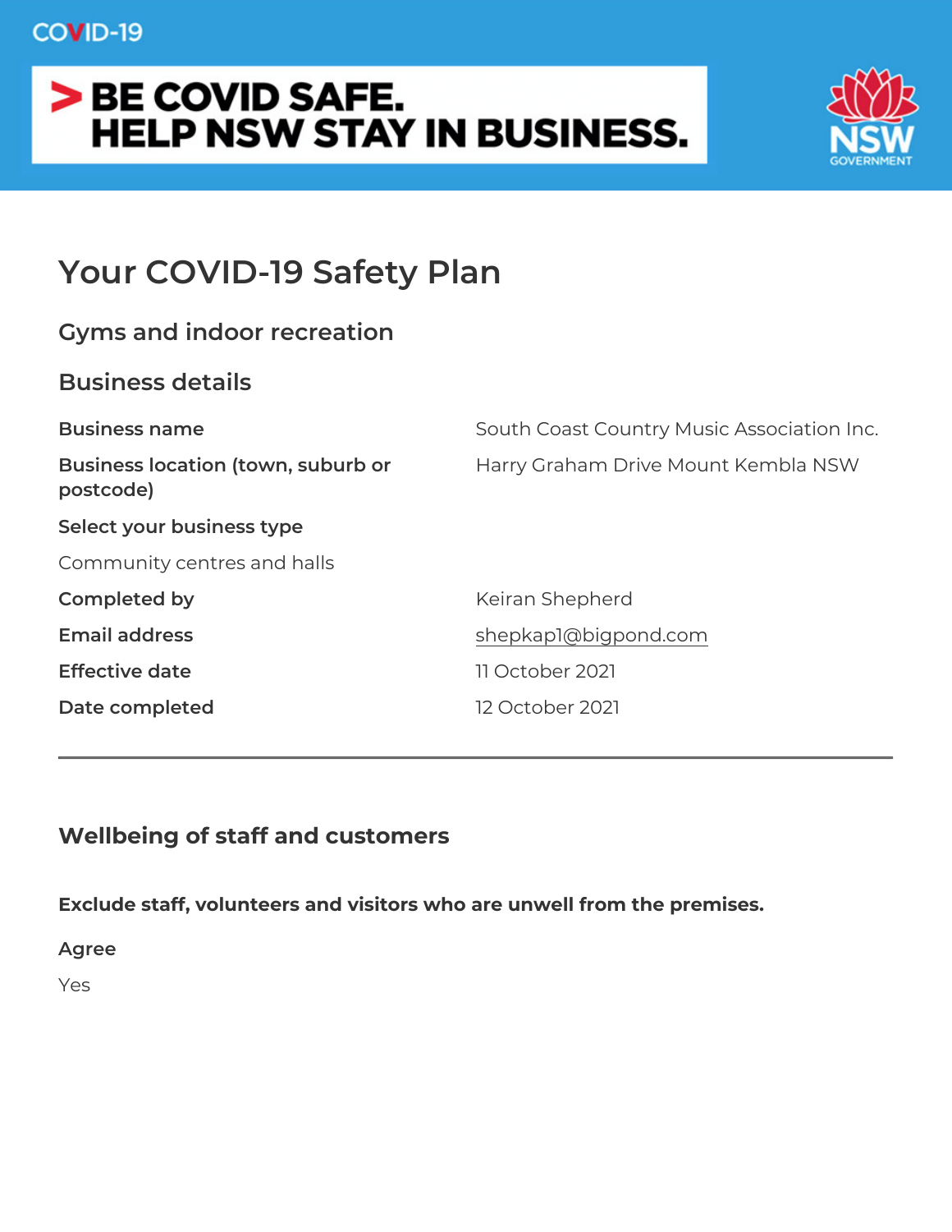COVID-19

**> BE COVID SAFE.**
**HELP NSW STAY IN BUSINESS.**

NSW GOVERNMENT

# Your COVID-19 Safety Plan

## Gyms and indoor recreation

## Business details

| | |
|---|---|
| **Business name** | South Coast Country Music Association Inc. |
| **Business location (town, suburb or postcode)** | Harry Graham Drive Mount Kembla NSW |

**Select your business type**

Community centres and halls

| | |
|---|---|
| **Completed by** | Keiran Shepherd |
| **Email address** | shepkap1@bigpond.com |
| **Effective date** | 11 October 2021 |
| **Date completed** | 12 October 2021 |

---

## Wellbeing of staff and customers

**Exclude staff, volunteers and visitors who are unwell from the premises.**

**Agree**

Yes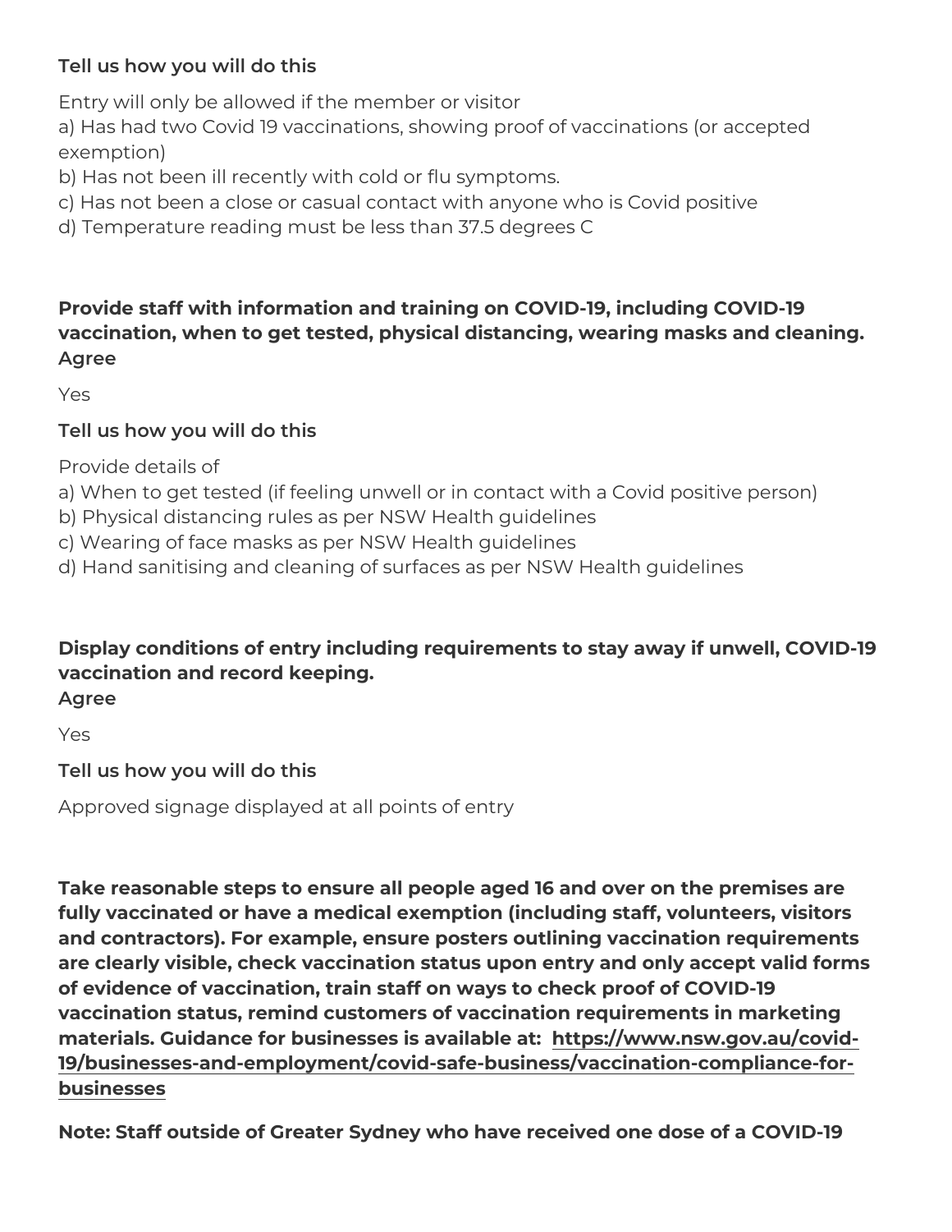**Tell us how you will do this**

Entry will only be allowed if the member or visitor
a) Has had two Covid 19 vaccinations, showing proof of vaccinations (or accepted exemption)
b) Has not been ill recently with cold or flu symptoms.
c) Has not been a close or casual contact with anyone who is Covid positive
d) Temperature reading must be less than 37.5 degrees C

**Provide staff with information and training on COVID-19, including COVID-19 vaccination, when to get tested, physical distancing, wearing masks and cleaning.**
**Agree**

Yes

**Tell us how you will do this**

Provide details of
a) When to get tested (if feeling unwell or in contact with a Covid positive person)
b) Physical distancing rules as per NSW Health guidelines
c) Wearing of face masks as per NSW Health guidelines
d) Hand sanitising and cleaning of surfaces as per NSW Health guidelines

**Display conditions of entry including requirements to stay away if unwell, COVID-19 vaccination and record keeping.**
**Agree**

Yes

**Tell us how you will do this**

Approved signage displayed at all points of entry

**Take reasonable steps to ensure all people aged 16 and over on the premises are fully vaccinated or have a medical exemption (including staff, volunteers, visitors and contractors). For example, ensure posters outlining vaccination requirements are clearly visible, check vaccination status upon entry and only accept valid forms of evidence of vaccination, train staff on ways to check proof of COVID-19 vaccination status, remind customers of vaccination requirements in marketing materials. Guidance for businesses is available at: https://www.nsw.gov.au/covid-19/businesses-and-employment/covid-safe-business/vaccination-compliance-for-businesses**

**Note: Staff outside of Greater Sydney who have received one dose of a COVID-19**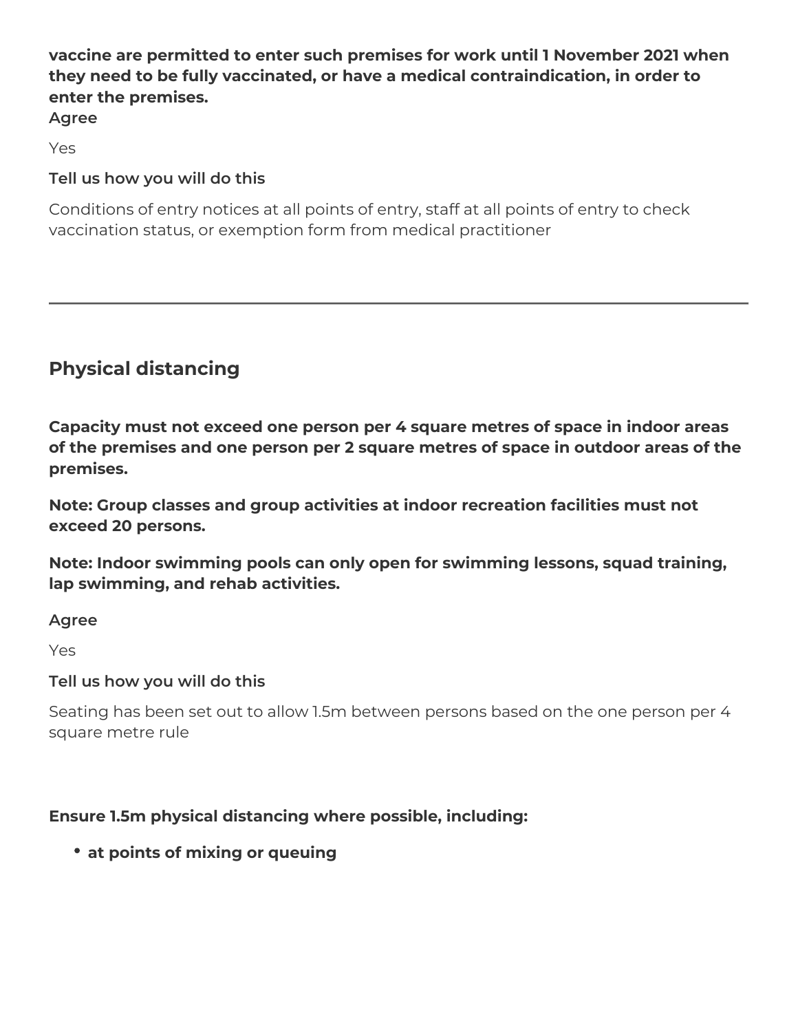**vaccine are permitted to enter such premises for work until 1 November 2021 when they need to be fully vaccinated, or have a medical contraindication, in order to enter the premises.**

**Agree**

Yes

**Tell us how you will do this**

Conditions of entry notices at all points of entry, staff at all points of entry to check vaccination status, or exemption form from medical practitioner

---

## Physical distancing

**Capacity must not exceed one person per 4 square metres of space in indoor areas of the premises and one person per 2 square metres of space in outdoor areas of the premises.**

**Note: Group classes and group activities at indoor recreation facilities must not exceed 20 persons.**

**Note: Indoor swimming pools can only open for swimming lessons, squad training, lap swimming, and rehab activities.**

**Agree**

Yes

**Tell us how you will do this**

Seating has been set out to allow 1.5m between persons based on the one person per 4 square metre rule

**Ensure 1.5m physical distancing where possible, including:**

- **at points of mixing or queuing**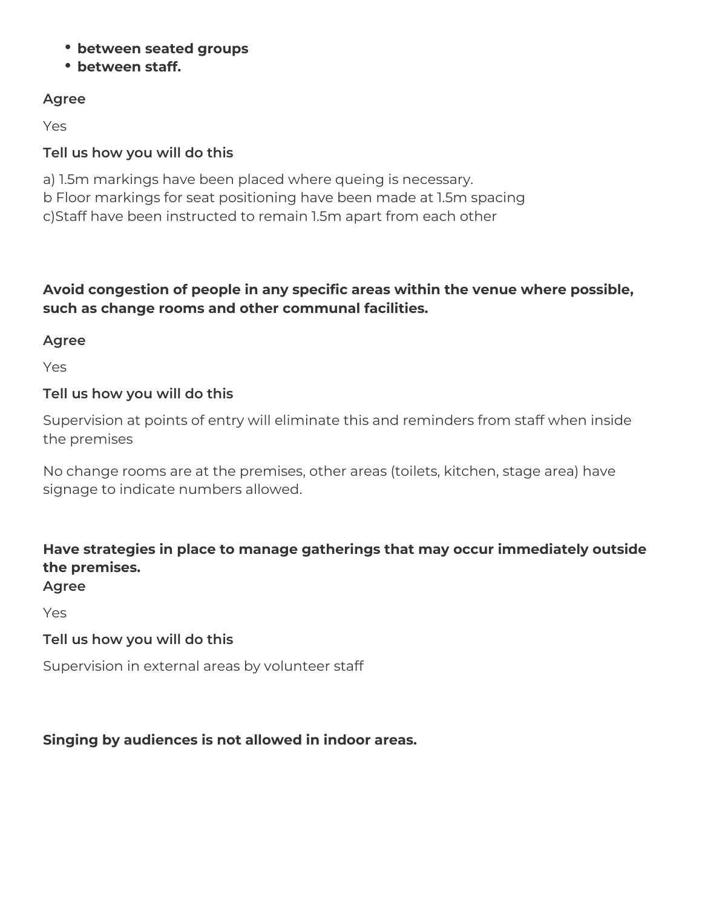- **between seated groups**
- **between staff.**

**Agree**

Yes

**Tell us how you will do this**

a) 1.5m markings have been placed where queing is necessary.
b Floor markings for seat positioning have been made at 1.5m spacing
c)Staff have been instructed to remain 1.5m apart from each other

**Avoid congestion of people in any specific areas within the venue where possible, such as change rooms and other communal facilities.**

**Agree**

Yes

**Tell us how you will do this**

Supervision at points of entry will eliminate this and reminders from staff when inside the premises

No change rooms are at the premises, other areas (toilets, kitchen, stage area) have signage to indicate numbers allowed.

**Have strategies in place to manage gatherings that may occur immediately outside the premises.**

**Agree**

Yes

**Tell us how you will do this**

Supervision in external areas by volunteer staff

**Singing by audiences is not allowed in indoor areas.**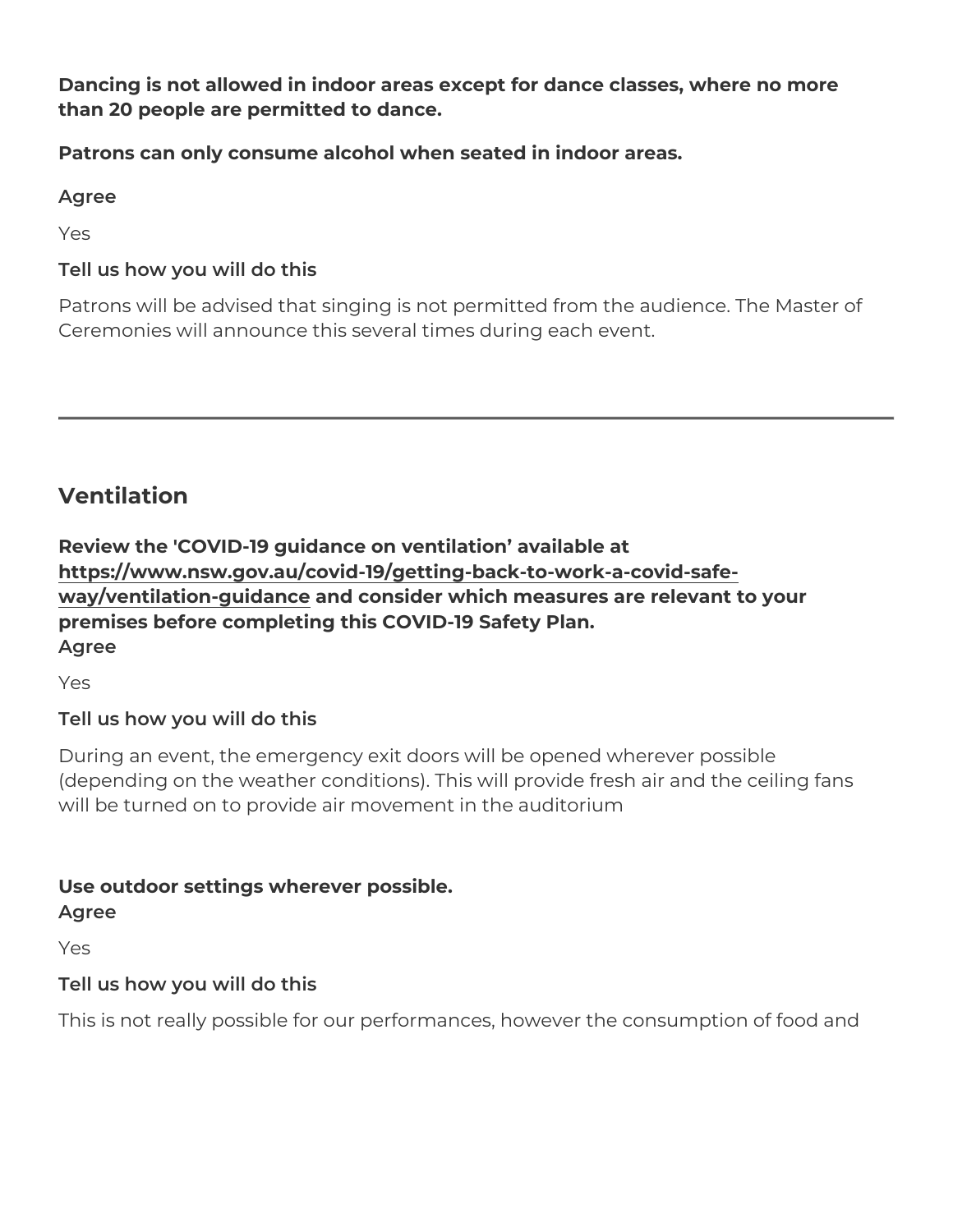**Dancing is not allowed in indoor areas except for dance classes, where no more than 20 people are permitted to dance.**

**Patrons can only consume alcohol when seated in indoor areas.**

**Agree**

Yes

**Tell us how you will do this**

Patrons will be advised that singing is not permitted from the audience. The Master of Ceremonies will announce this several times during each event.

---

## Ventilation

**Review the 'COVID-19 guidance on ventilation' available at [https://www.nsw.gov.au/covid-19/getting-back-to-work-a-covid-safe-way/ventilation-guidance](https://www.nsw.gov.au/covid-19/getting-back-to-work-a-covid-safe-way/ventilation-guidance) and consider which measures are relevant to your premises before completing this COVID-19 Safety Plan.**

**Agree**

Yes

**Tell us how you will do this**

During an event, the emergency exit doors will be opened wherever possible (depending on the weather conditions). This will provide fresh air and the ceiling fans will be turned on to provide air movement in the auditorium

**Use outdoor settings wherever possible.**

**Agree**

Yes

**Tell us how you will do this**

This is not really possible for our performances, however the consumption of food and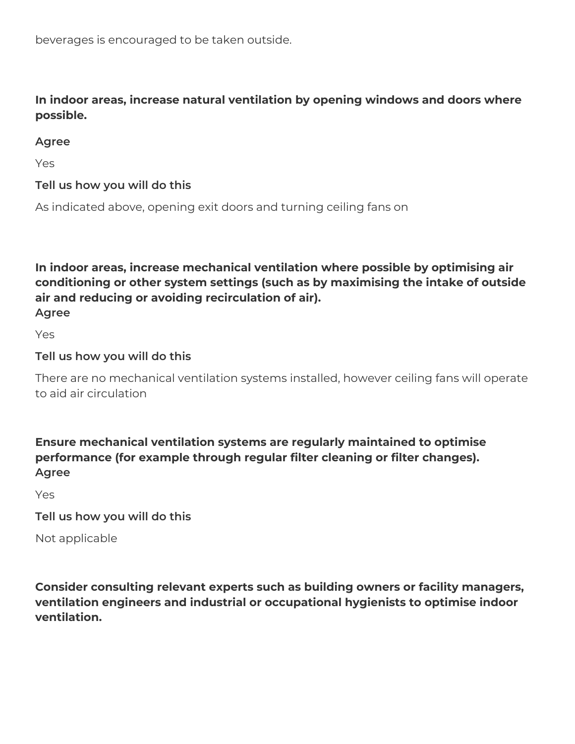beverages is encouraged to be taken outside.

**In indoor areas, increase natural ventilation by opening windows and doors where possible.**

**Agree**

Yes

**Tell us how you will do this**

As indicated above, opening exit doors and turning ceiling fans on

**In indoor areas, increase mechanical ventilation where possible by optimising air conditioning or other system settings (such as by maximising the intake of outside air and reducing or avoiding recirculation of air).**
**Agree**

Yes

**Tell us how you will do this**

There are no mechanical ventilation systems installed, however ceiling fans will operate to aid air circulation

**Ensure mechanical ventilation systems are regularly maintained to optimise performance (for example through regular filter cleaning or filter changes).**
**Agree**

Yes

**Tell us how you will do this**

Not applicable

**Consider consulting relevant experts such as building owners or facility managers, ventilation engineers and industrial or occupational hygienists to optimise indoor ventilation.**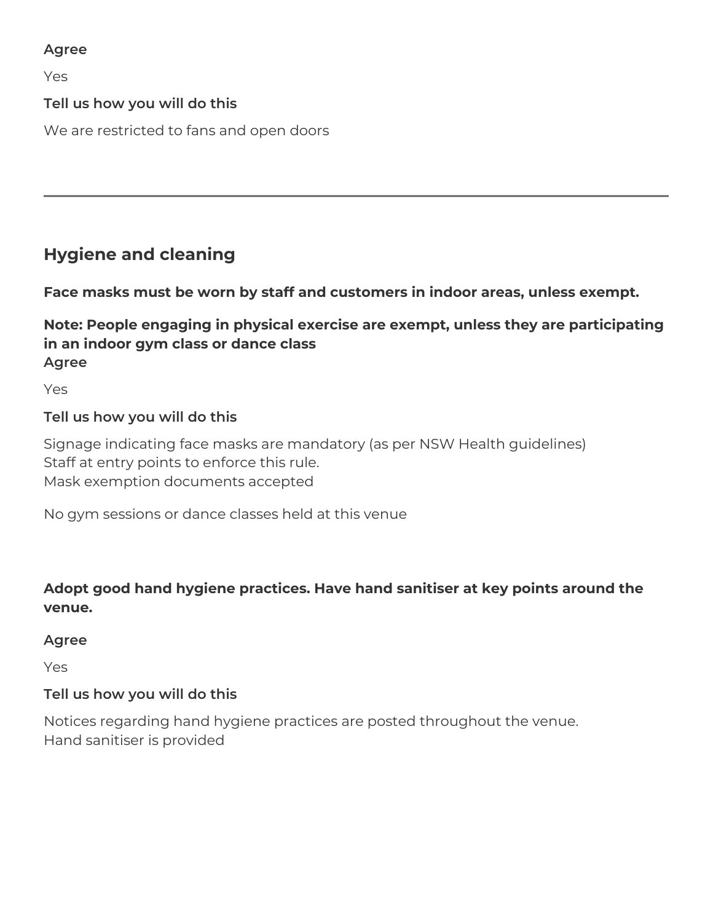**Agree**

Yes

**Tell us how you will do this**

We are restricted to fans and open doors

---

## Hygiene and cleaning

**Face masks must be worn by staff and customers in indoor areas, unless exempt.**

**Note: People engaging in physical exercise are exempt, unless they are participating in an indoor gym class or dance class**

**Agree**

Yes

**Tell us how you will do this**

Signage indicating face masks are mandatory (as per NSW Health guidelines)
Staff at entry points to enforce this rule.
Mask exemption documents accepted

No gym sessions or dance classes held at this venue

**Adopt good hand hygiene practices. Have hand sanitiser at key points around the venue.**

**Agree**

Yes

**Tell us how you will do this**

Notices regarding hand hygiene practices are posted throughout the venue.
Hand sanitiser is provided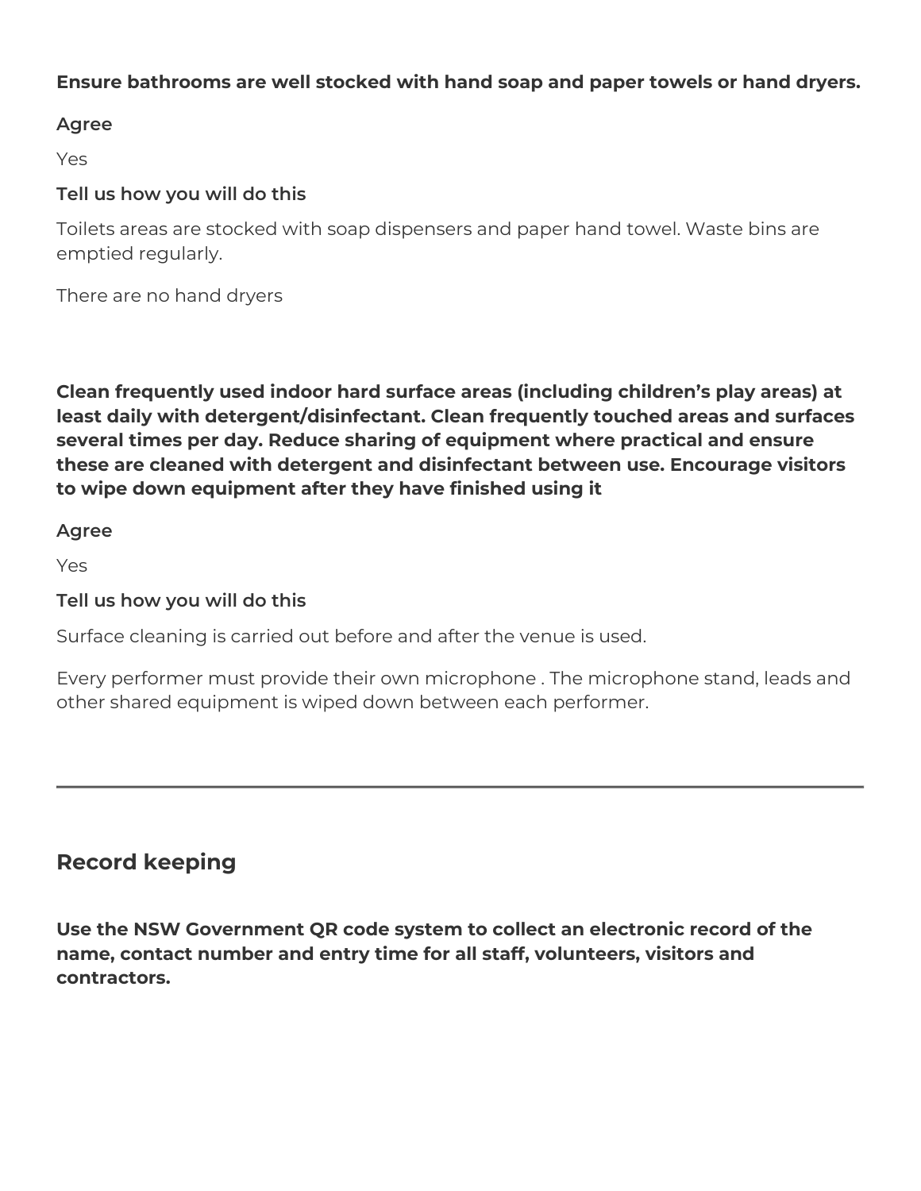**Ensure bathrooms are well stocked with hand soap and paper towels or hand dryers.**

**Agree**

Yes

**Tell us how you will do this**

Toilets areas are stocked with soap dispensers and paper hand towel. Waste bins are emptied regularly.

There are no hand dryers

**Clean frequently used indoor hard surface areas (including children's play areas) at least daily with detergent/disinfectant. Clean frequently touched areas and surfaces several times per day. Reduce sharing of equipment where practical and ensure these are cleaned with detergent and disinfectant between use. Encourage visitors to wipe down equipment after they have finished using it**

**Agree**

Yes

**Tell us how you will do this**

Surface cleaning is carried out before and after the venue is used.

Every performer must provide their own microphone . The microphone stand, leads and other shared equipment is wiped down between each performer.

---

## Record keeping

**Use the NSW Government QR code system to collect an electronic record of the name, contact number and entry time for all staff, volunteers, visitors and contractors.**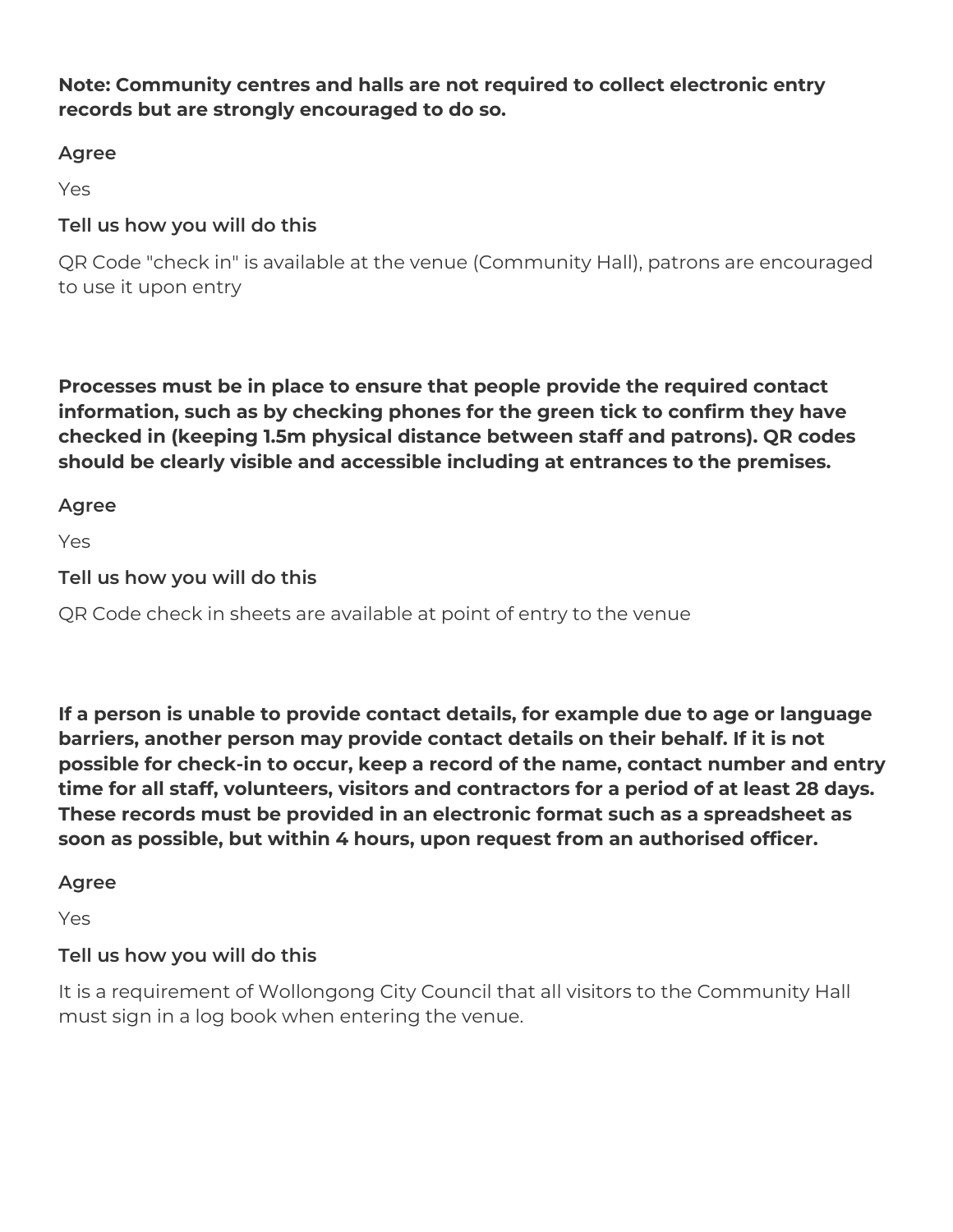**Note: Community centres and halls are not required to collect electronic entry records but are strongly encouraged to do so.**

**Agree**

Yes

**Tell us how you will do this**

QR Code "check in" is available at the venue (Community Hall), patrons are encouraged to use it upon entry

**Processes must be in place to ensure that people provide the required contact information, such as by checking phones for the green tick to confirm they have checked in (keeping 1.5m physical distance between staff and patrons). QR codes should be clearly visible and accessible including at entrances to the premises.**

**Agree**

Yes

**Tell us how you will do this**

QR Code check in sheets are available at point of entry to the venue

**If a person is unable to provide contact details, for example due to age or language barriers, another person may provide contact details on their behalf. If it is not possible for check-in to occur, keep a record of the name, contact number and entry time for all staff, volunteers, visitors and contractors for a period of at least 28 days. These records must be provided in an electronic format such as a spreadsheet as soon as possible, but within 4 hours, upon request from an authorised officer.**

**Agree**

Yes

**Tell us how you will do this**

It is a requirement of Wollongong City Council that all visitors to the Community Hall must sign in a log book when entering the venue.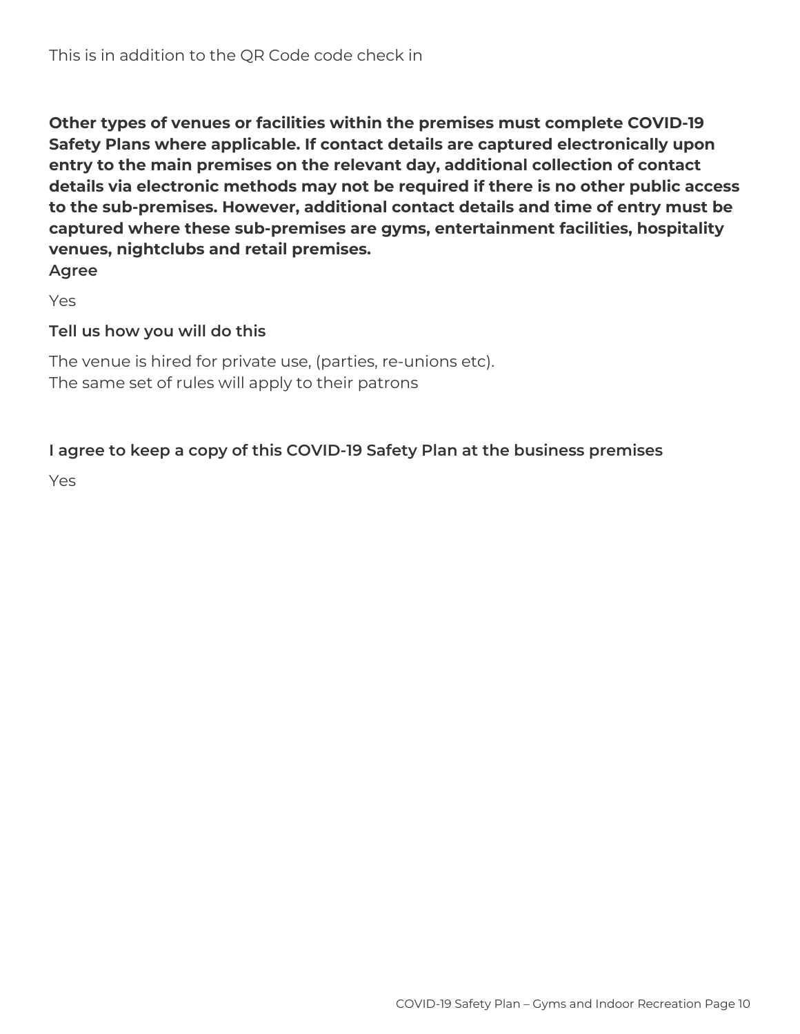This is in addition to the QR Code code check in

**Other types of venues or facilities within the premises must complete COVID-19 Safety Plans where applicable. If contact details are captured electronically upon entry to the main premises on the relevant day, additional collection of contact details via electronic methods may not be required if there is no other public access to the sub-premises. However, additional contact details and time of entry must be captured where these sub-premises are gyms, entertainment facilities, hospitality venues, nightclubs and retail premises.**

**Agree**

Yes

**Tell us how you will do this**

The venue is hired for private use, (parties, re-unions etc).
The same set of rules will apply to their patrons

**I agree to keep a copy of this COVID-19 Safety Plan at the business premises**

Yes